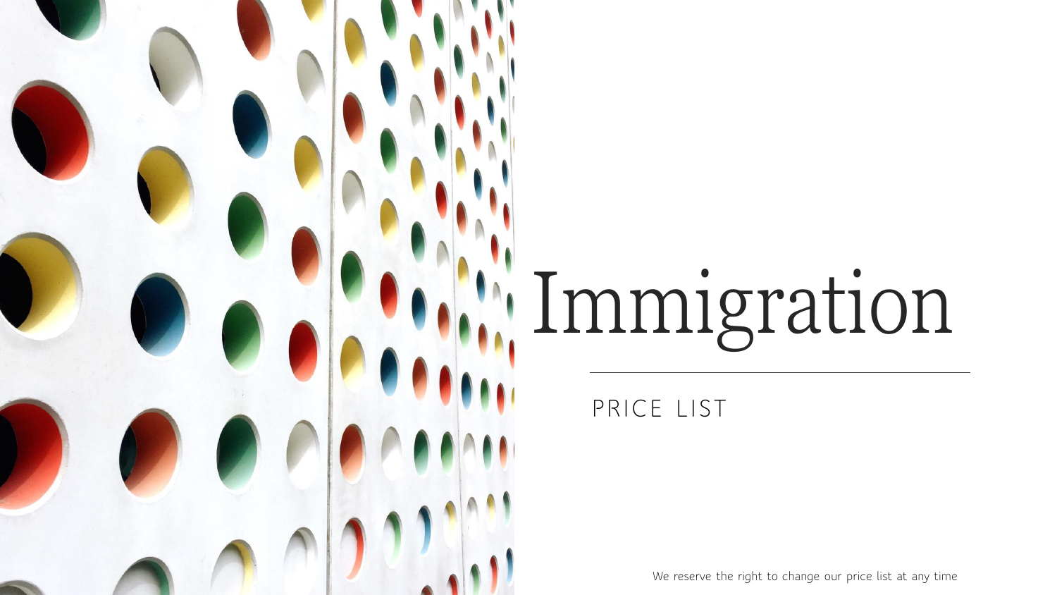# Immigration

## PRICE LIST

We reserve the right to change our price list at any time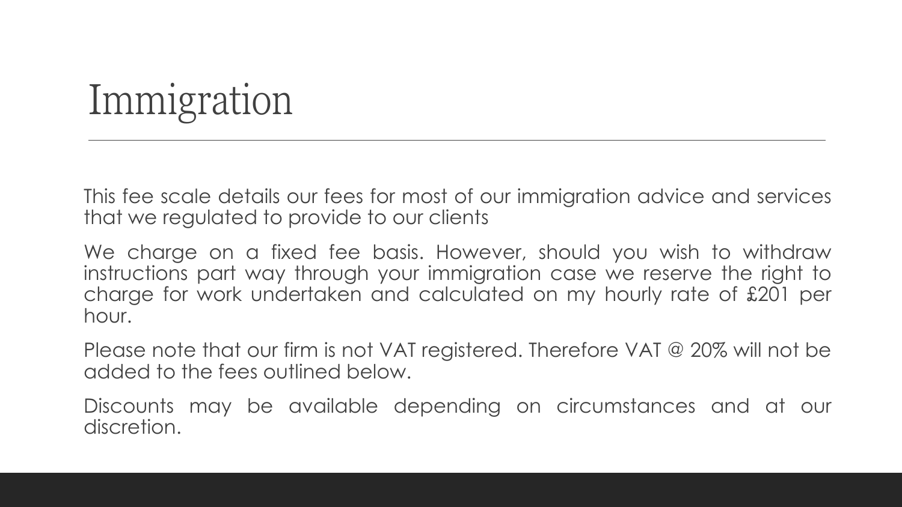# Immigration

This fee scale details our fees for most of our immigration advice and services that we regulated to provide to our clients

We charge on a fixed fee basis. However, should you wish to withdraw instructions part way through your immigration case we reserve the right to charge for work undertaken and calculated on my hourly rate of £201 per hour.

Please note that our firm is not VAT registered. Therefore VAT @ 20% will not be added to the fees outlined below.

Discounts may be available depending on circumstances and at our discretion.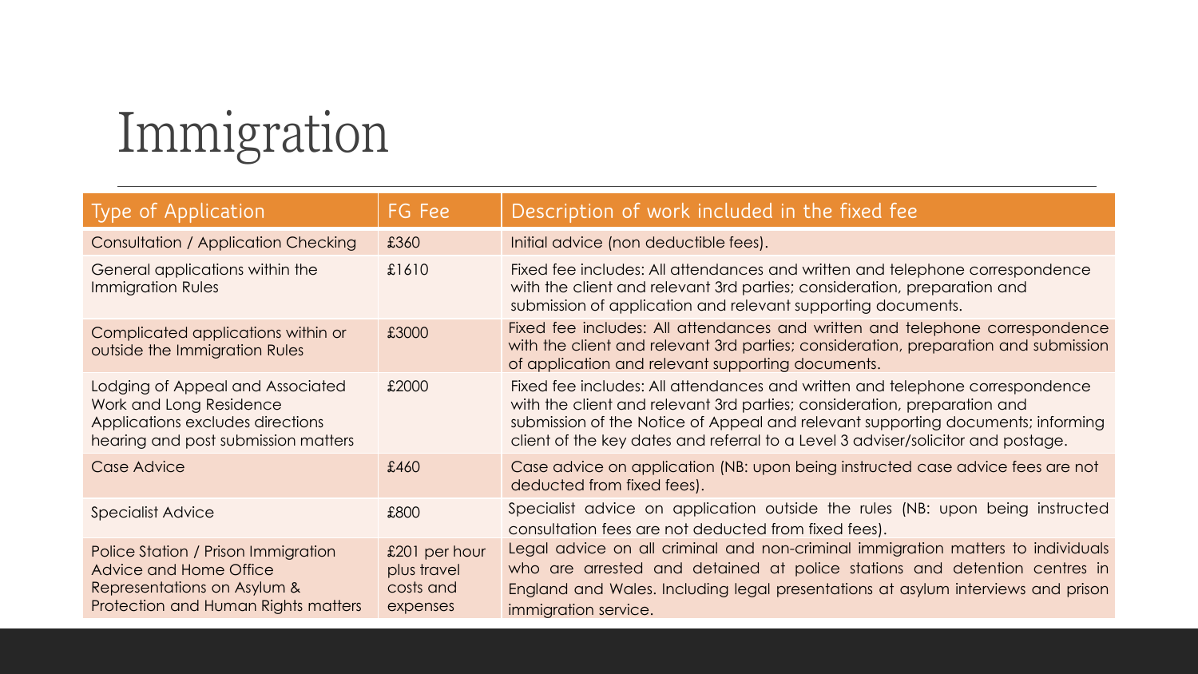# Immigration

| Type of Application | FG Fee | Description of work included in the fixed fee |
|---|---|---|
| Consultation / Application Checking | £360 | Initial advice (non deductible fees). |
| General applications within the Immigration Rules | £1610 | Fixed fee includes: All attendances and written and telephone correspondence with the client and relevant 3rd parties; consideration, preparation and submission of application and relevant supporting documents. |
| Complicated applications within or outside the Immigration Rules | £3000 | Fixed fee includes: All attendances and written and telephone correspondence with the client and relevant 3rd parties; consideration, preparation and submission of application and relevant supporting documents. |
| Lodging of Appeal and Associated Work and Long Residence Applications excludes directions hearing and post submission matters | £2000 | Fixed fee includes: All attendances and written and telephone correspondence with the client and relevant 3rd parties; consideration, preparation and submission of the Notice of Appeal and relevant supporting documents; informing client of the key dates and referral to a Level 3 adviser/solicitor and postage. |
| Case Advice | £460 | Case advice on application (NB: upon being instructed case advice fees are not deducted from fixed fees). |
| Specialist Advice | £800 | Specialist advice on application outside the rules (NB: upon being instructed consultation fees are not deducted from fixed fees). |
| Police Station / Prison Immigration Advice and Home Office Representations on Asylum & Protection and Human Rights matters | £201 per hour plus travel costs and expenses | Legal advice on all criminal and non-criminal immigration matters to individuals who are arrested and detained at police stations and detention centres in England and Wales. Including legal presentations at asylum interviews and prison immigration service. |